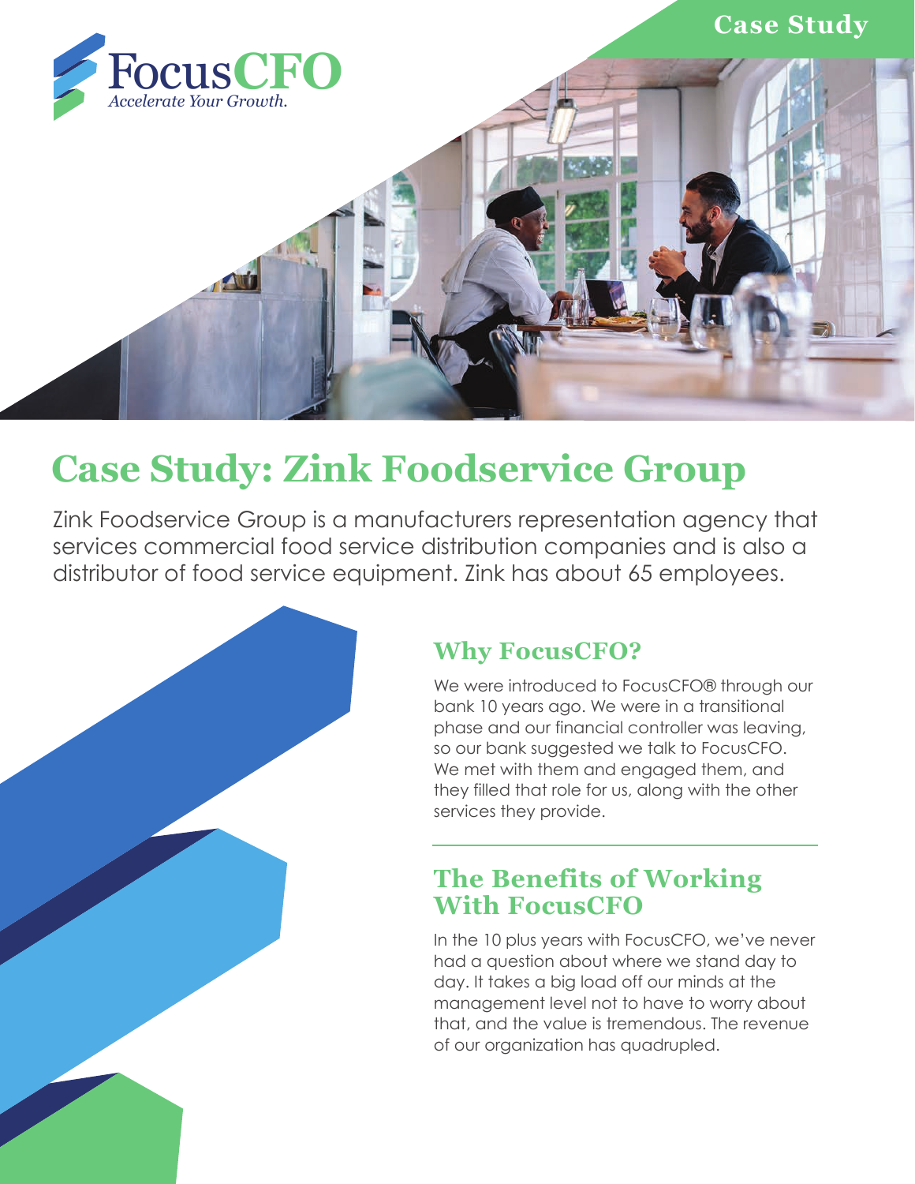FocusCFO
*Accelerate Your Growth.*

Case Study

# Case Study: Zink Foodservice Group

Zink Foodservice Group is a manufacturers representation agency that services commercial food service distribution companies and is also a distributor of food service equipment. Zink has about 65 employees.

## Why FocusCFO?

We were introduced to FocusCFO® through our bank 10 years ago. We were in a transitional phase and our financial controller was leaving, so our bank suggested we talk to FocusCFO. We met with them and engaged them, and they filled that role for us, along with the other services they provide.

## The Benefits of Working With FocusCFO

In the 10 plus years with FocusCFO, we've never had a question about where we stand day to day. It takes a big load off our minds at the management level not to have to worry about that, and the value is tremendous. The revenue of our organization has quadrupled.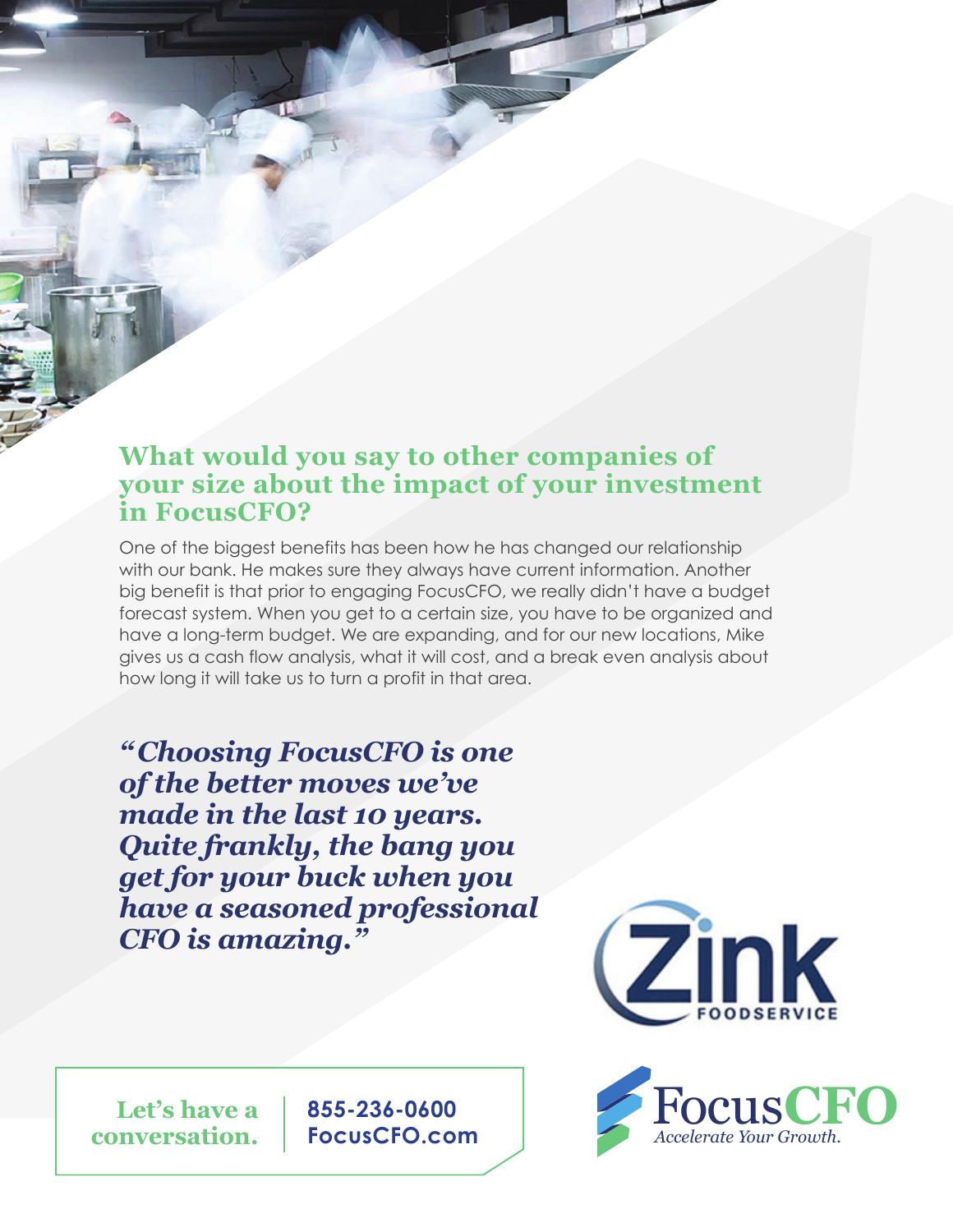## What would you say to other companies of your size about the impact of your investment in FocusCFO?

One of the biggest benefits has been how he has changed our relationship with our bank. He makes sure they always have current information. Another big benefit is that prior to engaging FocusCFO, we really didn't have a budget forecast system. When you get to a certain size, you have to be organized and have a long-term budget. We are expanding, and for our new locations, Mike gives us a cash flow analysis, what it will cost, and a break even analysis about how long it will take us to turn a profit in that area.

***"Choosing FocusCFO is one of the better moves we've made in the last 10 years. Quite frankly, the bang you get for your buck when you have a seasoned professional CFO is amazing."***

Zink FOODSERVICE

**Let's have a conversation.**

**855-236-0600**
**FocusCFO.com**

FocusCFO
*Accelerate Your Growth.*